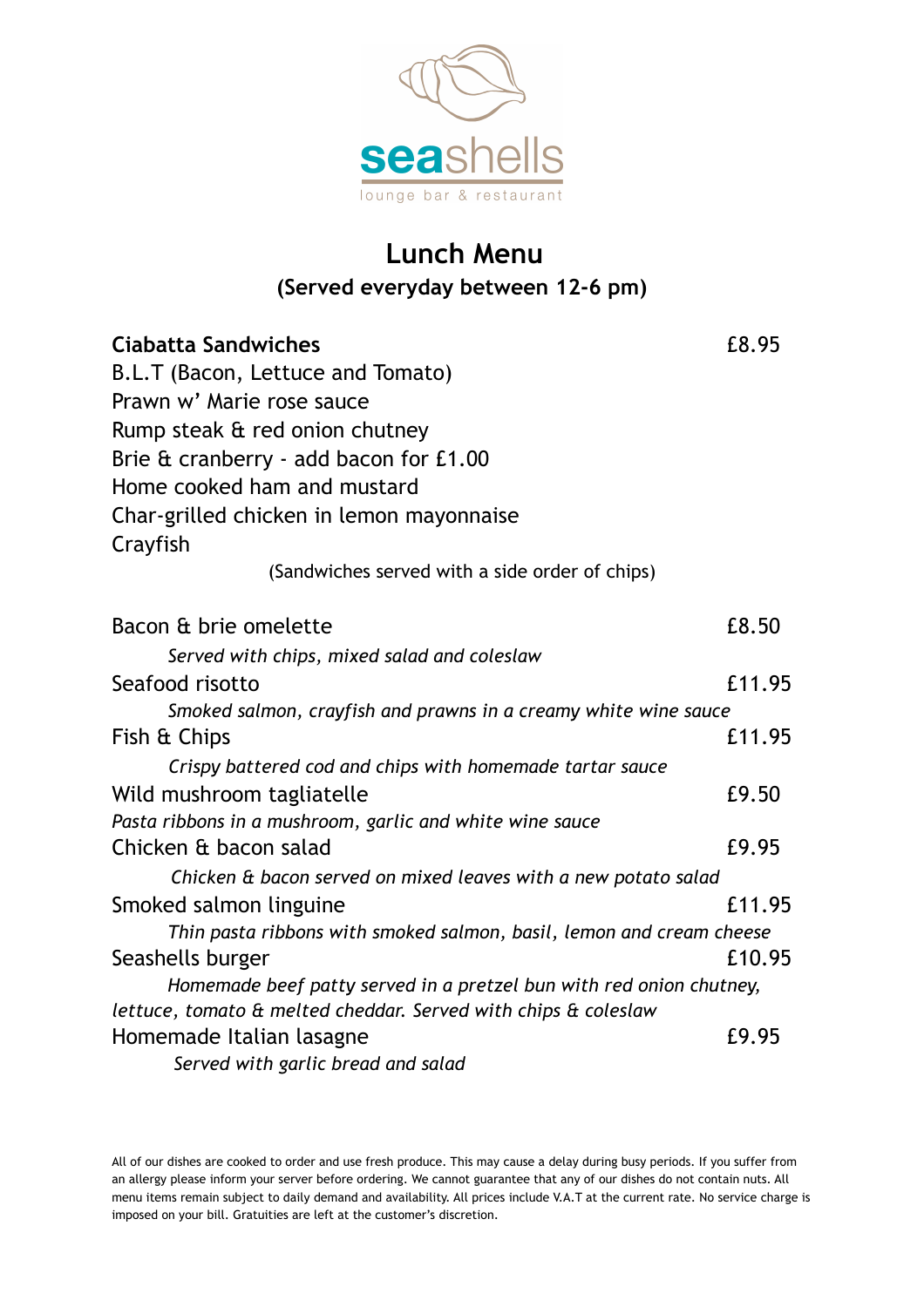seashells

lounge bar & restaurant

# Lunch Menu

## (Served everyday between 12-6 pm)

**Ciabatta Sandwiches** £8.95

B.L.T (Bacon, Lettuce and Tomato)
Prawn w' Marie rose sauce
Rump steak & red onion chutney
Brie & cranberry - add bacon for £1.00
Home cooked ham and mustard
Char-grilled chicken in lemon mayonnaise
Crayfish

(Sandwiches served with a side order of chips)

Bacon & brie omelette £8.50

*Served with chips, mixed salad and coleslaw*

Seafood risotto £11.95

*Smoked salmon, crayfish and prawns in a creamy white wine sauce*

Fish & Chips £11.95

*Crispy battered cod and chips with homemade tartar sauce*

Wild mushroom tagliatelle £9.50

*Pasta ribbons in a mushroom, garlic and white wine sauce*

Chicken & bacon salad £9.95

*Chicken & bacon served on mixed leaves with a new potato salad*

Smoked salmon linguine £11.95

*Thin pasta ribbons with smoked salmon, basil, lemon and cream cheese*

Seashells burger £10.95

*Homemade beef patty served in a pretzel bun with red onion chutney, lettuce, tomato & melted cheddar. Served with chips & coleslaw*

Homemade Italian lasagne £9.95

*Served with garlic bread and salad*

All of our dishes are cooked to order and use fresh produce. This may cause a delay during busy periods. If you suffer from an allergy please inform your server before ordering. We cannot guarantee that any of our dishes do not contain nuts. All menu items remain subject to daily demand and availability. All prices include V.A.T at the current rate. No service charge is imposed on your bill. Gratuities are left at the customer's discretion.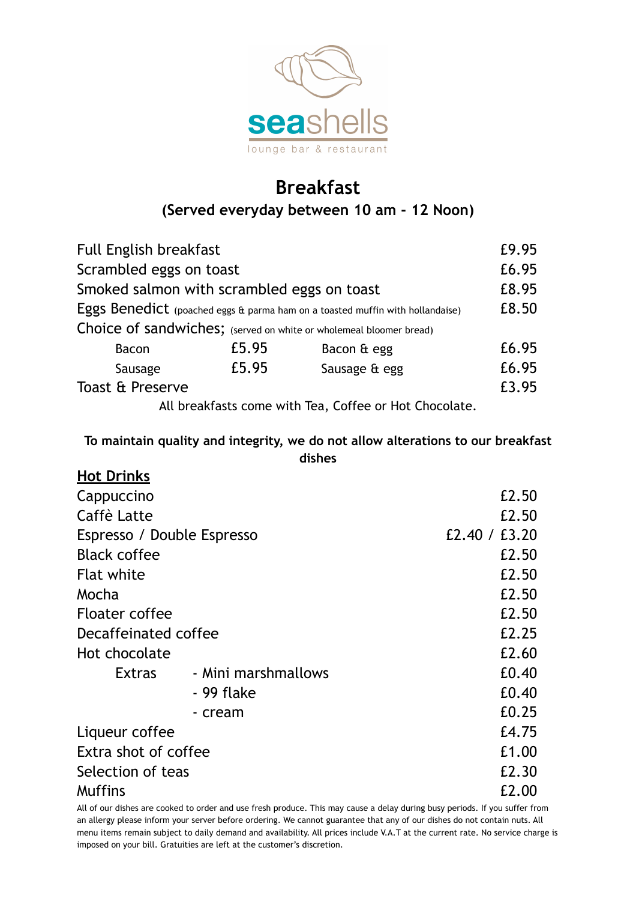seashells

lounge bar & restaurant

# Breakfast

## (Served everyday between 10 am - 12 Noon)

| | | | |
|---|---|---|---|
| Full English breakfast | | | £9.95 |
| Scrambled eggs on toast | | | £6.95 |
| Smoked salmon with scrambled eggs on toast | | | £8.95 |
| Eggs Benedict (poached eggs & parma ham on a toasted muffin with hollandaise) | | | £8.50 |
| Choice of sandwiches; (served on white or wholemeal bloomer bread) | | | |
| Bacon | £5.95 | Bacon & egg | £6.95 |
| Sausage | £5.95 | Sausage & egg | £6.95 |
| Toast & Preserve | | | £3.95 |

All breakfasts come with Tea, Coffee or Hot Chocolate.

**To maintain quality and integrity, we do not allow alterations to our breakfast dishes**

## Hot Drinks

| | | |
|---|---|---|
| Cappuccino | | £2.50 |
| Caffè Latte | | £2.50 |
| Espresso / Double Espresso | | £2.40 / £3.20 |
| Black coffee | | £2.50 |
| Flat white | | £2.50 |
| Mocha | | £2.50 |
| Floater coffee | | £2.50 |
| Decaffeinated coffee | | £2.25 |
| Hot chocolate | | £2.60 |
| Extras | - Mini marshmallows | £0.40 |
| | - 99 flake | £0.40 |
| | - cream | £0.25 |
| Liqueur coffee | | £4.75 |
| Extra shot of coffee | | £1.00 |
| Selection of teas | | £2.30 |
| Muffins | | £2.00 |

All of our dishes are cooked to order and use fresh produce. This may cause a delay during busy periods. If you suffer from an allergy please inform your server before ordering. We cannot guarantee that any of our dishes do not contain nuts. All menu items remain subject to daily demand and availability. All prices include V.A.T at the current rate. No service charge is imposed on your bill. Gratuities are left at the customer's discretion.